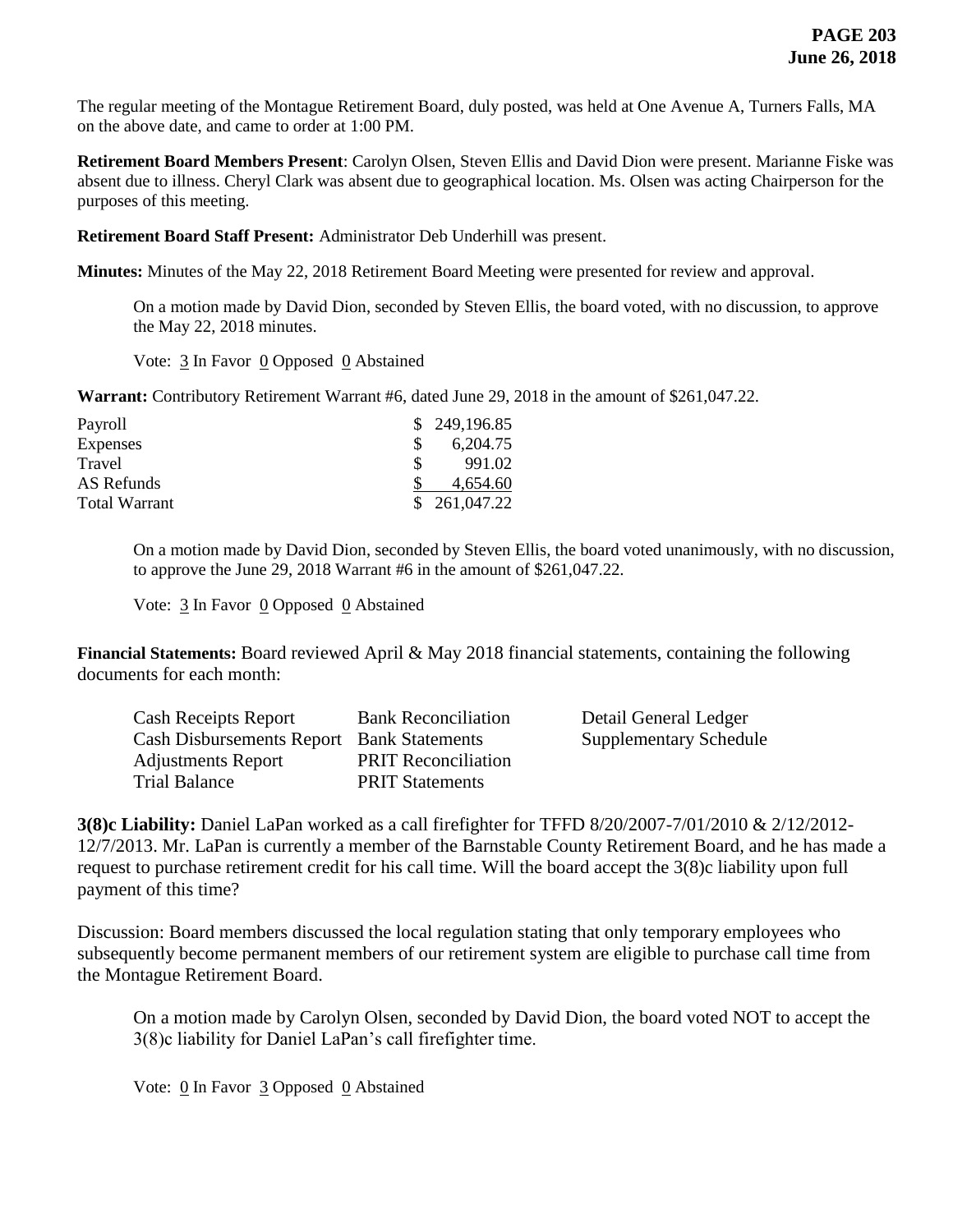The regular meeting of the Montague Retirement Board, duly posted, was held at One Avenue A, Turners Falls, MA on the above date, and came to order at 1:00 PM.

**Retirement Board Members Present**: Carolyn Olsen, Steven Ellis and David Dion were present. Marianne Fiske was absent due to illness. Cheryl Clark was absent due to geographical location. Ms. Olsen was acting Chairperson for the purposes of this meeting.

**Retirement Board Staff Present:** Administrator Deb Underhill was present.

**Minutes:** Minutes of the May 22, 2018 Retirement Board Meeting were presented for review and approval.

> On a motion made by David Dion, seconded by Steven Ellis, the board voted, with no discussion, to approve the May 22, 2018 minutes.
>
> Vote: 3 In Favor 0 Opposed 0 Abstained

**Warrant:** Contributory Retirement Warrant #6, dated June 29, 2018 in the amount of $261,047.22.

| | |
|---|---|
| Payroll | $ 249,196.85 |
| Expenses | $ 6,204.75 |
| Travel | $ 991.02 |
| AS Refunds | $ 4,654.60 |
| Total Warrant | $ 261,047.22 |

> On a motion made by David Dion, seconded by Steven Ellis, the board voted unanimously, with no discussion, to approve the June 29, 2018 Warrant #6 in the amount of $261,047.22.
>
> Vote: 3 In Favor 0 Opposed 0 Abstained

**Financial Statements:** Board reviewed April & May 2018 financial statements, containing the following documents for each month:

| | | |
|---|---|---|
| Cash Receipts Report | Bank Reconciliation | Detail General Ledger |
| Cash Disbursements Report | Bank Statements | Supplementary Schedule |
| Adjustments Report | PRIT Reconciliation | |
| Trial Balance | PRIT Statements | |

**3(8)c Liability:** Daniel LaPan worked as a call firefighter for TFFD 8/20/2007-7/01/2010 & 2/12/2012-12/7/2013. Mr. LaPan is currently a member of the Barnstable County Retirement Board, and he has made a request to purchase retirement credit for his call time. Will the board accept the 3(8)c liability upon full payment of this time?

Discussion: Board members discussed the local regulation stating that only temporary employees who subsequently become permanent members of our retirement system are eligible to purchase call time from the Montague Retirement Board.

> On a motion made by Carolyn Olsen, seconded by David Dion, the board voted NOT to accept the 3(8)c liability for Daniel LaPan's call firefighter time.
>
> Vote: 0 In Favor 3 Opposed 0 Abstained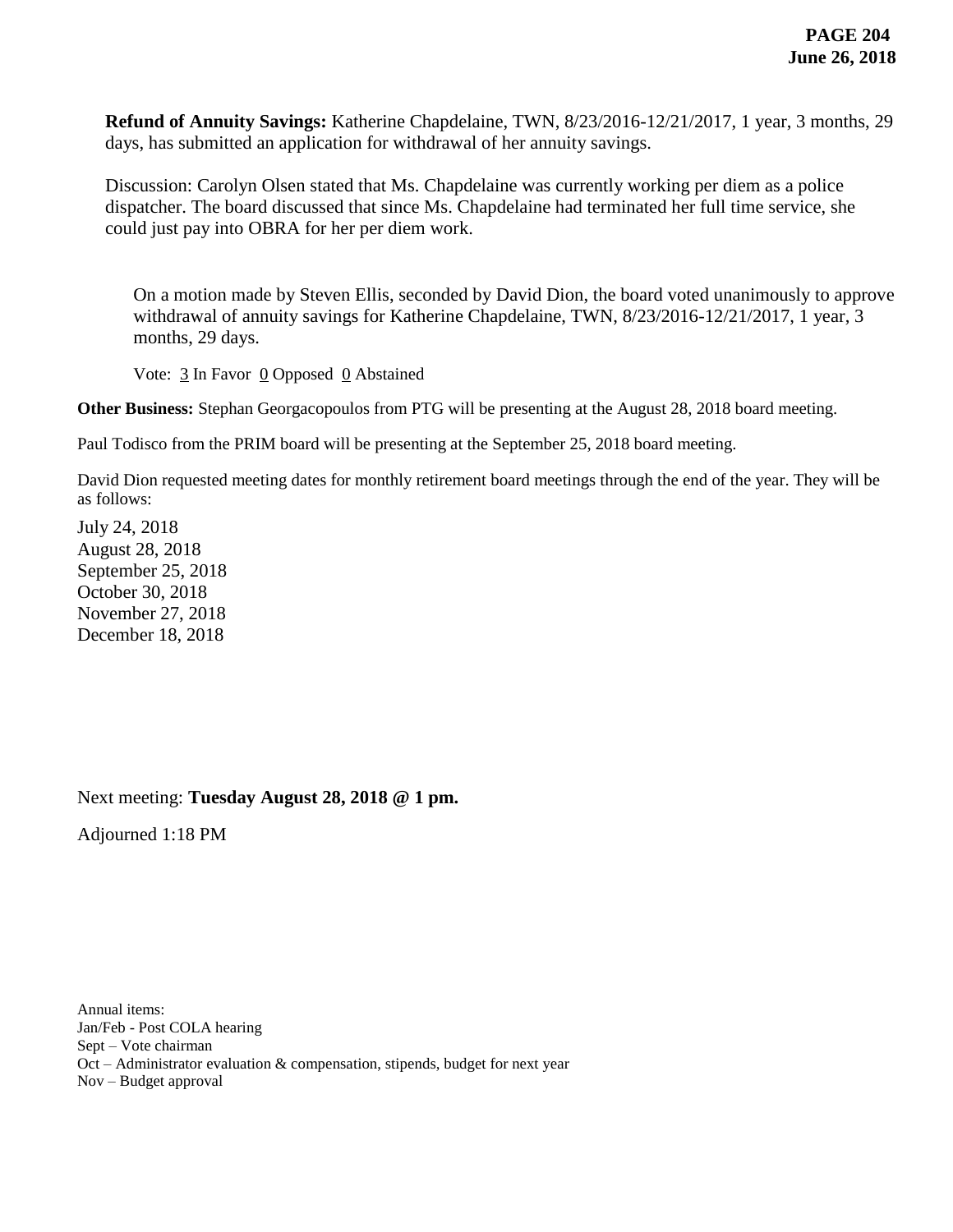**Refund of Annuity Savings:** Katherine Chapdelaine, TWN, 8/23/2016-12/21/2017, 1 year, 3 months, 29 days, has submitted an application for withdrawal of her annuity savings.

Discussion: Carolyn Olsen stated that Ms. Chapdelaine was currently working per diem as a police dispatcher. The board discussed that since Ms. Chapdelaine had terminated her full time service, she could just pay into OBRA for her per diem work.

On a motion made by Steven Ellis, seconded by David Dion, the board voted unanimously to approve withdrawal of annuity savings for Katherine Chapdelaine, TWN, 8/23/2016-12/21/2017, 1 year, 3 months, 29 days.

Vote: 3 In Favor 0 Opposed 0 Abstained

**Other Business:** Stephan Georgacopoulos from PTG will be presenting at the August 28, 2018 board meeting.

Paul Todisco from the PRIM board will be presenting at the September 25, 2018 board meeting.

David Dion requested meeting dates for monthly retirement board meetings through the end of the year. They will be as follows:

July 24, 2018
August 28, 2018
September 25, 2018
October 30, 2018
November 27, 2018
December 18, 2018

Next meeting: **Tuesday August 28, 2018 @ 1 pm.**

Adjourned 1:18 PM

Annual items:
Jan/Feb - Post COLA hearing
Sept – Vote chairman
Oct – Administrator evaluation & compensation, stipends, budget for next year
Nov – Budget approval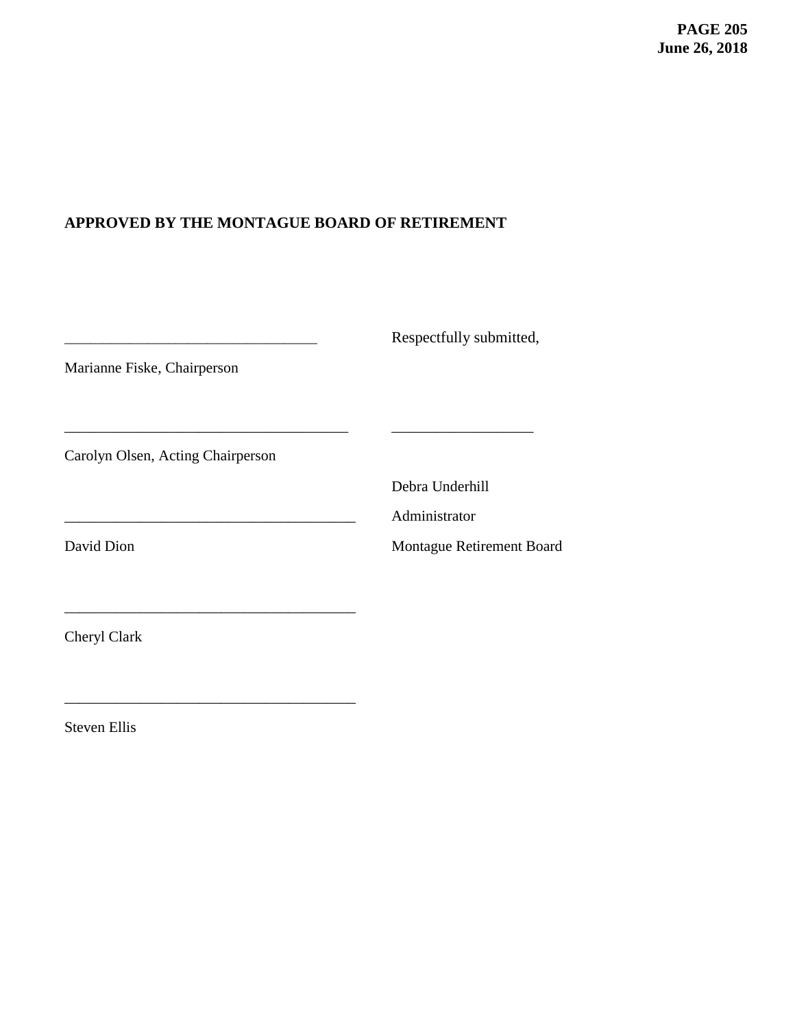**APPROVED BY THE MONTAGUE BOARD OF RETIREMENT**

_________________________________

Marianne Fiske, Chairperson

_____________________________________

Carolyn Olsen, Acting Chairperson

______________________________________

David Dion

______________________________________

Cheryl Clark

______________________________________

Steven Ellis

Respectfully submitted,

__________________

Debra Underhill

Administrator

Montague Retirement Board